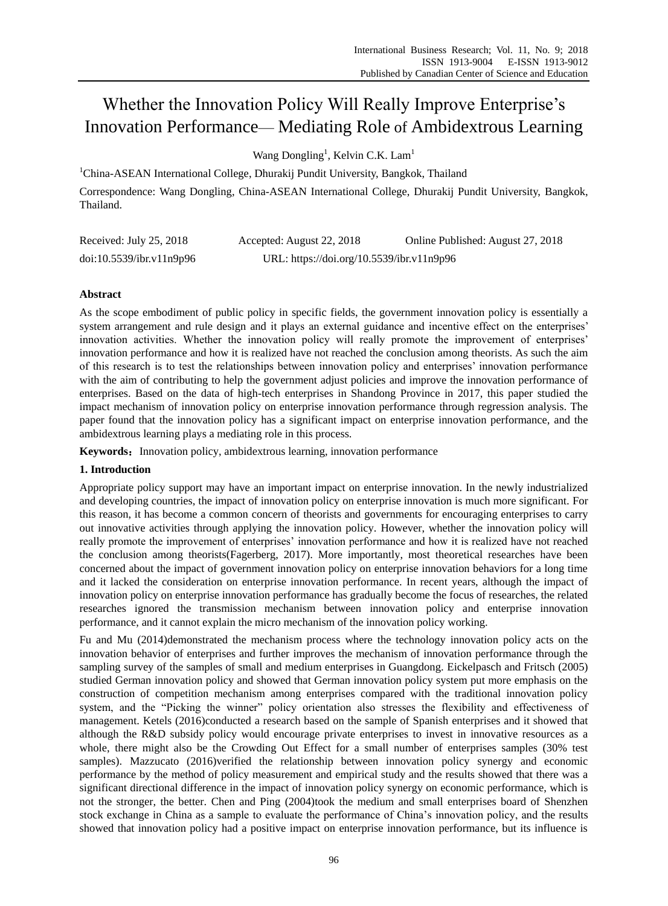# Whether the Innovation Policy Will Really Improve Enterprise's Innovation Performance— Mediating Role of Ambidextrous Learning

Wang Dongling[1], Kelvin C.K. Lam[1]

[1]China-ASEAN International College, Dhurakij Pundit University, Bangkok, Thailand

Correspondence: Wang Dongling, China-ASEAN International College, Dhurakij Pundit University, Bangkok, Thailand.

Received: July 25, 2018 Accepted: August 22, 2018 Online Published: August 27, 2018

doi:10.5539/ibr.v11n9p96 URL: https://doi.org/10.5539/ibr.v11n9p96

## Abstract

As the scope embodiment of public policy in specific fields, the government innovation policy is essentially a system arrangement and rule design and it plays an external guidance and incentive effect on the enterprises' innovation activities. Whether the innovation policy will really promote the improvement of enterprises' innovation performance and how it is realized have not reached the conclusion among theorists. As such the aim of this research is to test the relationships between innovation policy and enterprises' innovation performance with the aim of contributing to help the government adjust policies and improve the innovation performance of enterprises. Based on the data of high-tech enterprises in Shandong Province in 2017, this paper studied the impact mechanism of innovation policy on enterprise innovation performance through regression analysis. The paper found that the innovation policy has a significant impact on enterprise innovation performance, and the ambidextrous learning plays a mediating role in this process.

**Keywords：** Innovation policy, ambidextrous learning, innovation performance

## 1. Introduction

Appropriate policy support may have an important impact on enterprise innovation. In the newly industrialized and developing countries, the impact of innovation policy on enterprise innovation is much more significant. For this reason, it has become a common concern of theorists and governments for encouraging enterprises to carry out innovative activities through applying the innovation policy. However, whether the innovation policy will really promote the improvement of enterprises' innovation performance and how it is realized have not reached the conclusion among theorists(Fagerberg, 2017). More importantly, most theoretical researches have been concerned about the impact of government innovation policy on enterprise innovation behaviors for a long time and it lacked the consideration on enterprise innovation performance. In recent years, although the impact of innovation policy on enterprise innovation performance has gradually become the focus of researches, the related researches ignored the transmission mechanism between innovation policy and enterprise innovation performance, and it cannot explain the micro mechanism of the innovation policy working.

Fu and Mu (2014)demonstrated the mechanism process where the technology innovation policy acts on the innovation behavior of enterprises and further improves the mechanism of innovation performance through the sampling survey of the samples of small and medium enterprises in Guangdong. Eickelpasch and Fritsch (2005) studied German innovation policy and showed that German innovation policy system put more emphasis on the construction of competition mechanism among enterprises compared with the traditional innovation policy system, and the "Picking the winner" policy orientation also stresses the flexibility and effectiveness of management. Ketels (2016)conducted a research based on the sample of Spanish enterprises and it showed that although the R&D subsidy policy would encourage private enterprises to invest in innovative resources as a whole, there might also be the Crowding Out Effect for a small number of enterprises samples (30% test samples). Mazzucato (2016)verified the relationship between innovation policy synergy and economic performance by the method of policy measurement and empirical study and the results showed that there was a significant directional difference in the impact of innovation policy synergy on economic performance, which is not the stronger, the better. Chen and Ping (2004)took the medium and small enterprises board of Shenzhen stock exchange in China as a sample to evaluate the performance of China's innovation policy, and the results showed that innovation policy had a positive impact on enterprise innovation performance, but its influence is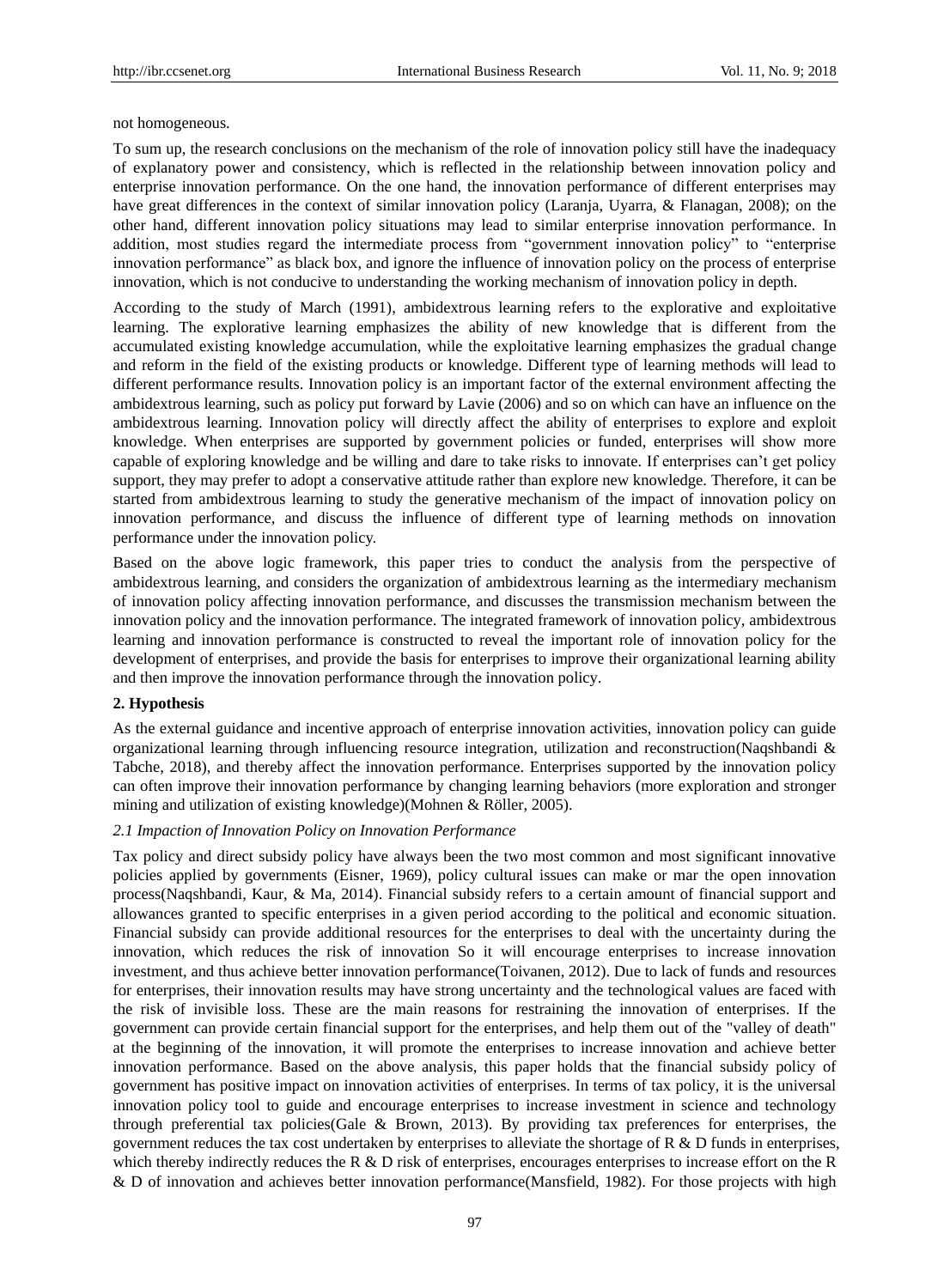not homogeneous.

To sum up, the research conclusions on the mechanism of the role of innovation policy still have the inadequacy of explanatory power and consistency, which is reflected in the relationship between innovation policy and enterprise innovation performance. On the one hand, the innovation performance of different enterprises may have great differences in the context of similar innovation policy (Laranja, Uyarra, & Flanagan, 2008); on the other hand, different innovation policy situations may lead to similar enterprise innovation performance. In addition, most studies regard the intermediate process from "government innovation policy" to "enterprise innovation performance" as black box, and ignore the influence of innovation policy on the process of enterprise innovation, which is not conducive to understanding the working mechanism of innovation policy in depth.

According to the study of March (1991), ambidextrous learning refers to the explorative and exploitative learning. The explorative learning emphasizes the ability of new knowledge that is different from the accumulated existing knowledge accumulation, while the exploitative learning emphasizes the gradual change and reform in the field of the existing products or knowledge. Different type of learning methods will lead to different performance results. Innovation policy is an important factor of the external environment affecting the ambidextrous learning, such as policy put forward by Lavie (2006) and so on which can have an influence on the ambidextrous learning. Innovation policy will directly affect the ability of enterprises to explore and exploit knowledge. When enterprises are supported by government policies or funded, enterprises will show more capable of exploring knowledge and be willing and dare to take risks to innovate. If enterprises can't get policy support, they may prefer to adopt a conservative attitude rather than explore new knowledge. Therefore, it can be started from ambidextrous learning to study the generative mechanism of the impact of innovation policy on innovation performance, and discuss the influence of different type of learning methods on innovation performance under the innovation policy.

Based on the above logic framework, this paper tries to conduct the analysis from the perspective of ambidextrous learning, and considers the organization of ambidextrous learning as the intermediary mechanism of innovation policy affecting innovation performance, and discusses the transmission mechanism between the innovation policy and the innovation performance. The integrated framework of innovation policy, ambidextrous learning and innovation performance is constructed to reveal the important role of innovation policy for the development of enterprises, and provide the basis for enterprises to improve their organizational learning ability and then improve the innovation performance through the innovation policy.

## 2. Hypothesis

As the external guidance and incentive approach of enterprise innovation activities, innovation policy can guide organizational learning through influencing resource integration, utilization and reconstruction(Naqshbandi & Tabche, 2018), and thereby affect the innovation performance. Enterprises supported by the innovation policy can often improve their innovation performance by changing learning behaviors (more exploration and stronger mining and utilization of existing knowledge)(Mohnen & Röller, 2005).

### *2.1 Impaction of Innovation Policy on Innovation Performance*

Tax policy and direct subsidy policy have always been the two most common and most significant innovative policies applied by governments (Eisner, 1969), policy cultural issues can make or mar the open innovation process(Naqshbandi, Kaur, & Ma, 2014). Financial subsidy refers to a certain amount of financial support and allowances granted to specific enterprises in a given period according to the political and economic situation. Financial subsidy can provide additional resources for the enterprises to deal with the uncertainty during the innovation, which reduces the risk of innovation So it will encourage enterprises to increase innovation investment, and thus achieve better innovation performance(Toivanen, 2012). Due to lack of funds and resources for enterprises, their innovation results may have strong uncertainty and the technological values are faced with the risk of invisible loss. These are the main reasons for restraining the innovation of enterprises. If the government can provide certain financial support for the enterprises, and help them out of the "valley of death" at the beginning of the innovation, it will promote the enterprises to increase innovation and achieve better innovation performance. Based on the above analysis, this paper holds that the financial subsidy policy of government has positive impact on innovation activities of enterprises. In terms of tax policy, it is the universal innovation policy tool to guide and encourage enterprises to increase investment in science and technology through preferential tax policies(Gale & Brown, 2013). By providing tax preferences for enterprises, the government reduces the tax cost undertaken by enterprises to alleviate the shortage of R & D funds in enterprises, which thereby indirectly reduces the R & D risk of enterprises, encourages enterprises to increase effort on the R & D of innovation and achieves better innovation performance(Mansfield, 1982). For those projects with high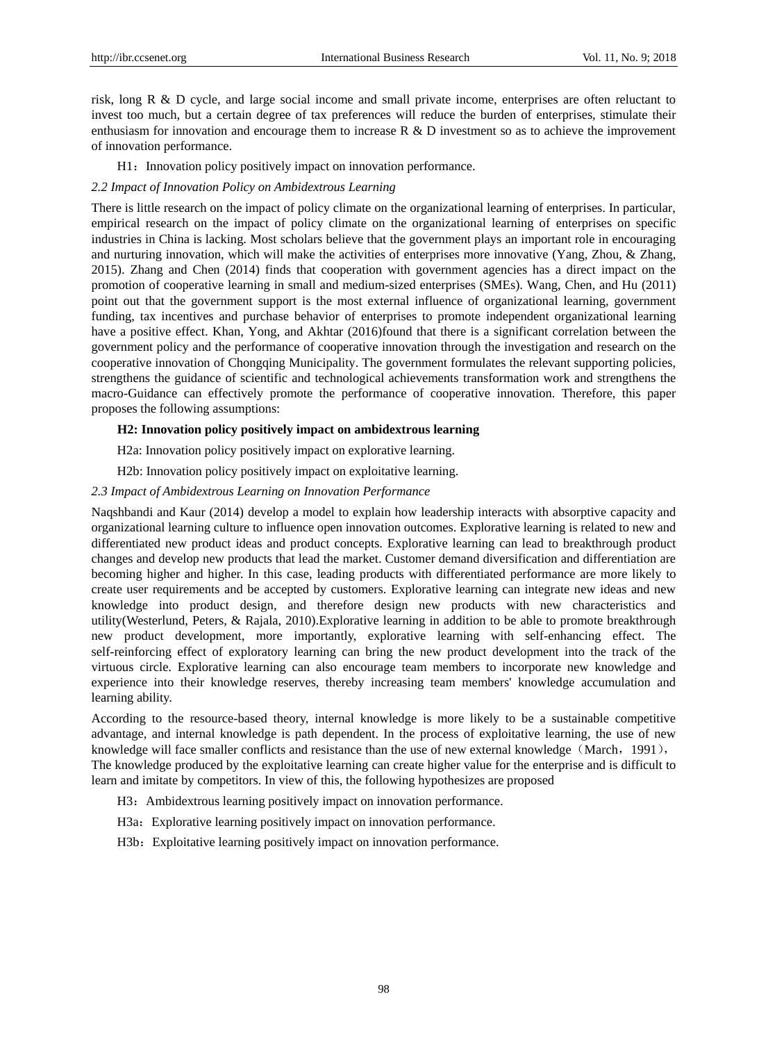risk, long R & D cycle, and large social income and small private income, enterprises are often reluctant to invest too much, but a certain degree of tax preferences will reduce the burden of enterprises, stimulate their enthusiasm for innovation and encourage them to increase R & D investment so as to achieve the improvement of innovation performance.

H1：Innovation policy positively impact on innovation performance.

### *2.2 Impact of Innovation Policy on Ambidextrous Learning*

There is little research on the impact of policy climate on the organizational learning of enterprises. In particular, empirical research on the impact of policy climate on the organizational learning of enterprises on specific industries in China is lacking. Most scholars believe that the government plays an important role in encouraging and nurturing innovation, which will make the activities of enterprises more innovative (Yang, Zhou, & Zhang, 2015). Zhang and Chen (2014) finds that cooperation with government agencies has a direct impact on the promotion of cooperative learning in small and medium-sized enterprises (SMEs). Wang, Chen, and Hu (2011) point out that the government support is the most external influence of organizational learning, government funding, tax incentives and purchase behavior of enterprises to promote independent organizational learning have a positive effect. Khan, Yong, and Akhtar (2016)found that there is a significant correlation between the government policy and the performance of cooperative innovation through the investigation and research on the cooperative innovation of Chongqing Municipality. The government formulates the relevant supporting policies, strengthens the guidance of scientific and technological achievements transformation work and strengthens the macro-Guidance can effectively promote the performance of cooperative innovation. Therefore, this paper proposes the following assumptions:

**H2: Innovation policy positively impact on ambidextrous learning**

H2a: Innovation policy positively impact on explorative learning.

H2b: Innovation policy positively impact on exploitative learning.

### *2.3 Impact of Ambidextrous Learning on Innovation Performance*

Naqshbandi and Kaur (2014) develop a model to explain how leadership interacts with absorptive capacity and organizational learning culture to influence open innovation outcomes. Explorative learning is related to new and differentiated new product ideas and product concepts. Explorative learning can lead to breakthrough product changes and develop new products that lead the market. Customer demand diversification and differentiation are becoming higher and higher. In this case, leading products with differentiated performance are more likely to create user requirements and be accepted by customers. Explorative learning can integrate new ideas and new knowledge into product design, and therefore design new products with new characteristics and utility(Westerlund, Peters, & Rajala, 2010).Explorative learning in addition to be able to promote breakthrough new product development, more importantly, explorative learning with self-enhancing effect. The self-reinforcing effect of exploratory learning can bring the new product development into the track of the virtuous circle. Explorative learning can also encourage team members to incorporate new knowledge and experience into their knowledge reserves, thereby increasing team members' knowledge accumulation and learning ability.

According to the resource-based theory, internal knowledge is more likely to be a sustainable competitive advantage, and internal knowledge is path dependent. In the process of exploitative learning, the use of new knowledge will face smaller conflicts and resistance than the use of new external knowledge（March，1991）, The knowledge produced by the exploitative learning can create higher value for the enterprise and is difficult to learn and imitate by competitors. In view of this, the following hypothesizes are proposed

H3：Ambidextrous learning positively impact on innovation performance.

H3a：Explorative learning positively impact on innovation performance.

H3b：Exploitative learning positively impact on innovation performance.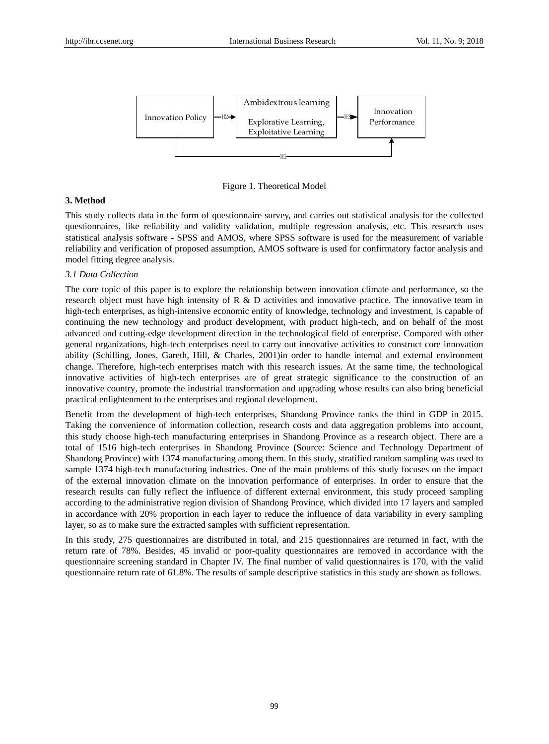Figure 1. Theoretical Model

## 3. Method

This study collects data in the form of questionnaire survey, and carries out statistical analysis for the collected questionnaires, like reliability and validity validation, multiple regression analysis, etc. This research uses statistical analysis software - SPSS and AMOS, where SPSS software is used for the measurement of variable reliability and verification of proposed assumption, AMOS software is used for confirmatory factor analysis and model fitting degree analysis.

### *3.1 Data Collection*

The core topic of this paper is to explore the relationship between innovation climate and performance, so the research object must have high intensity of R & D activities and innovative practice. The innovative team in high-tech enterprises, as high-intensive economic entity of knowledge, technology and investment, is capable of continuing the new technology and product development, with product high-tech, and on behalf of the most advanced and cutting-edge development direction in the technological field of enterprise. Compared with other general organizations, high-tech enterprises need to carry out innovative activities to construct core innovation ability (Schilling, Jones, Gareth, Hill, & Charles, 2001)in order to handle internal and external environment change. Therefore, high-tech enterprises match with this research issues. At the same time, the technological innovative activities of high-tech enterprises are of great strategic significance to the construction of an innovative country, promote the industrial transformation and upgrading whose results can also bring beneficial practical enlightenment to the enterprises and regional development.

Benefit from the development of high-tech enterprises, Shandong Province ranks the third in GDP in 2015. Taking the convenience of information collection, research costs and data aggregation problems into account, this study choose high-tech manufacturing enterprises in Shandong Province as a research object. There are a total of 1516 high-tech enterprises in Shandong Province (Source: Science and Technology Department of Shandong Province) with 1374 manufacturing among them. In this study, stratified random sampling was used to sample 1374 high-tech manufacturing industries. One of the main problems of this study focuses on the impact of the external innovation climate on the innovation performance of enterprises. In order to ensure that the research results can fully reflect the influence of different external environment, this study proceed sampling according to the administrative region division of Shandong Province, which divided into 17 layers and sampled in accordance with 20% proportion in each layer to reduce the influence of data variability in every sampling layer, so as to make sure the extracted samples with sufficient representation.

In this study, 275 questionnaires are distributed in total, and 215 questionnaires are returned in fact, with the return rate of 78%. Besides, 45 invalid or poor-quality questionnaires are removed in accordance with the questionnaire screening standard in Chapter IV. The final number of valid questionnaires is 170, with the valid questionnaire return rate of 61.8%. The results of sample descriptive statistics in this study are shown as follows.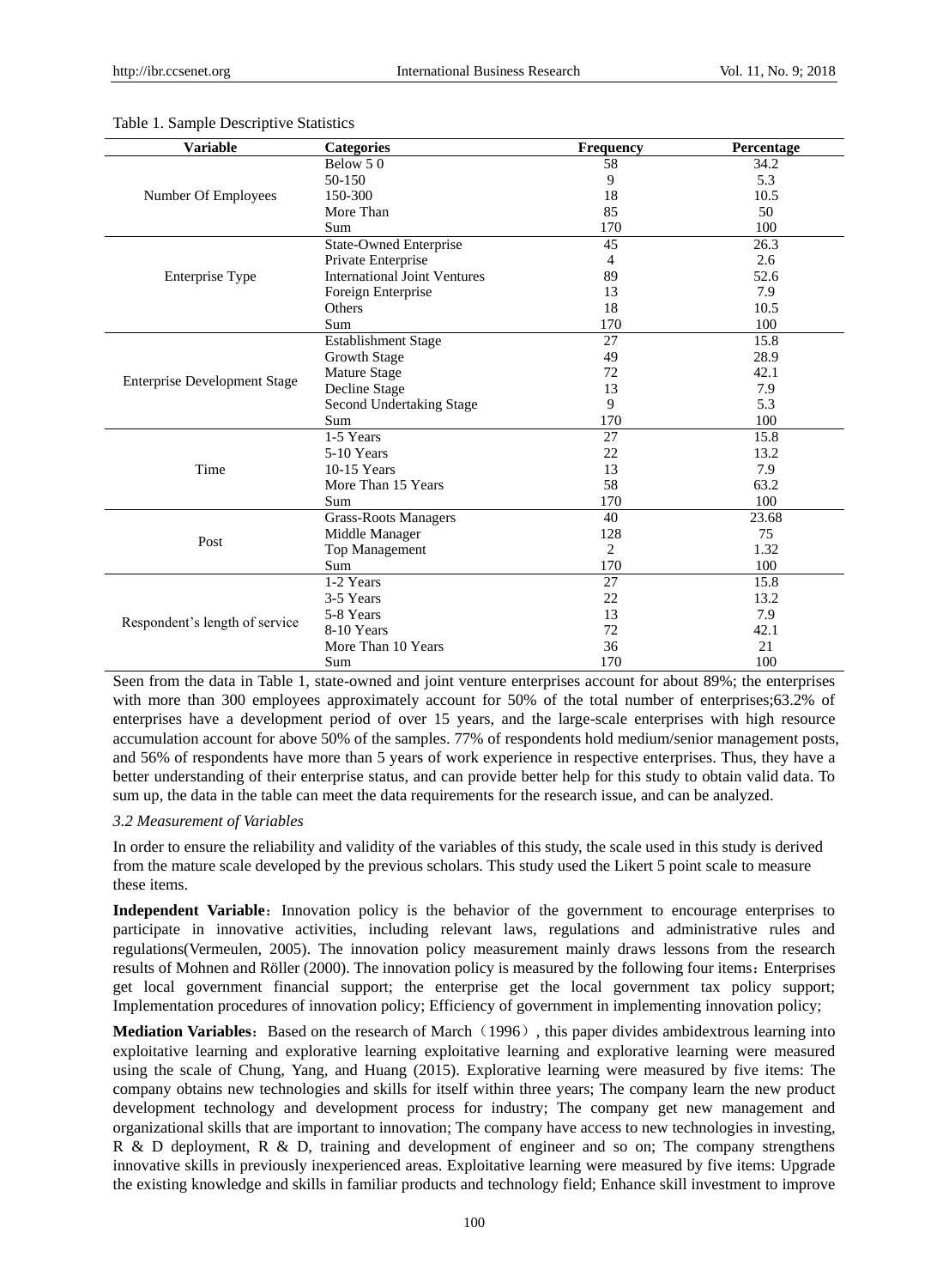Table 1. Sample Descriptive Statistics

| Variable | Categories | Frequency | Percentage |
|---|---|---|---|
| Number Of Employees | Below 5 0 | 58 | 34.2 |
| | 50-150 | 9 | 5.3 |
| | 150-300 | 18 | 10.5 |
| | More Than | 85 | 50 |
| | Sum | 170 | 100 |
| Enterprise Type | State-Owned Enterprise | 45 | 26.3 |
| | Private Enterprise | 4 | 2.6 |
| | International Joint Ventures | 89 | 52.6 |
| | Foreign Enterprise | 13 | 7.9 |
| | Others | 18 | 10.5 |
| | Sum | 170 | 100 |
| Enterprise Development Stage | Establishment Stage | 27 | 15.8 |
| | Growth Stage | 49 | 28.9 |
| | Mature Stage | 72 | 42.1 |
| | Decline Stage | 13 | 7.9 |
| | Second Undertaking Stage | 9 | 5.3 |
| | Sum | 170 | 100 |
| Time | 1-5 Years | 27 | 15.8 |
| | 5-10 Years | 22 | 13.2 |
| | 10-15 Years | 13 | 7.9 |
| | More Than 15 Years | 58 | 63.2 |
| | Sum | 170 | 100 |
| Post | Grass-Roots Managers | 40 | 23.68 |
| | Middle Manager | 128 | 75 |
| | Top Management | 2 | 1.32 |
| | Sum | 170 | 100 |
| Respondent's length of service | 1-2 Years | 27 | 15.8 |
| | 3-5 Years | 22 | 13.2 |
| | 5-8 Years | 13 | 7.9 |
| | 8-10 Years | 72 | 42.1 |
| | More Than 10 Years | 36 | 21 |
| | Sum | 170 | 100 |

Seen from the data in Table 1, state-owned and joint venture enterprises account for about 89%; the enterprises with more than 300 employees approximately account for 50% of the total number of enterprises;63.2% of enterprises have a development period of over 15 years, and the large-scale enterprises with high resource accumulation account for above 50% of the samples. 77% of respondents hold medium/senior management posts, and 56% of respondents have more than 5 years of work experience in respective enterprises. Thus, they have a better understanding of their enterprise status, and can provide better help for this study to obtain valid data. To sum up, the data in the table can meet the data requirements for the research issue, and can be analyzed.

### *3.2 Measurement of Variables*

In order to ensure the reliability and validity of the variables of this study, the scale used in this study is derived from the mature scale developed by the previous scholars. This study used the Likert 5 point scale to measure these items.

**Independent Variable**：Innovation policy is the behavior of the government to encourage enterprises to participate in innovative activities, including relevant laws, regulations and administrative rules and regulations(Vermeulen, 2005). The innovation policy measurement mainly draws lessons from the research results of Mohnen and Röller (2000). The innovation policy is measured by the following four items：Enterprises get local government financial support; the enterprise get the local government tax policy support; Implementation procedures of innovation policy; Efficiency of government in implementing innovation policy;

**Mediation Variables**：Based on the research of March（1996）, this paper divides ambidextrous learning into exploitative learning and explorative learning exploitative learning and explorative learning were measured using the scale of Chung, Yang, and Huang (2015). Explorative learning were measured by five items: The company obtains new technologies and skills for itself within three years; The company learn the new product development technology and development process for industry; The company get new management and organizational skills that are important to innovation; The company have access to new technologies in investing, R & D deployment, R & D, training and development of engineer and so on; The company strengthens innovative skills in previously inexperienced areas. Exploitative learning were measured by five items: Upgrade the existing knowledge and skills in familiar products and technology field; Enhance skill investment to improve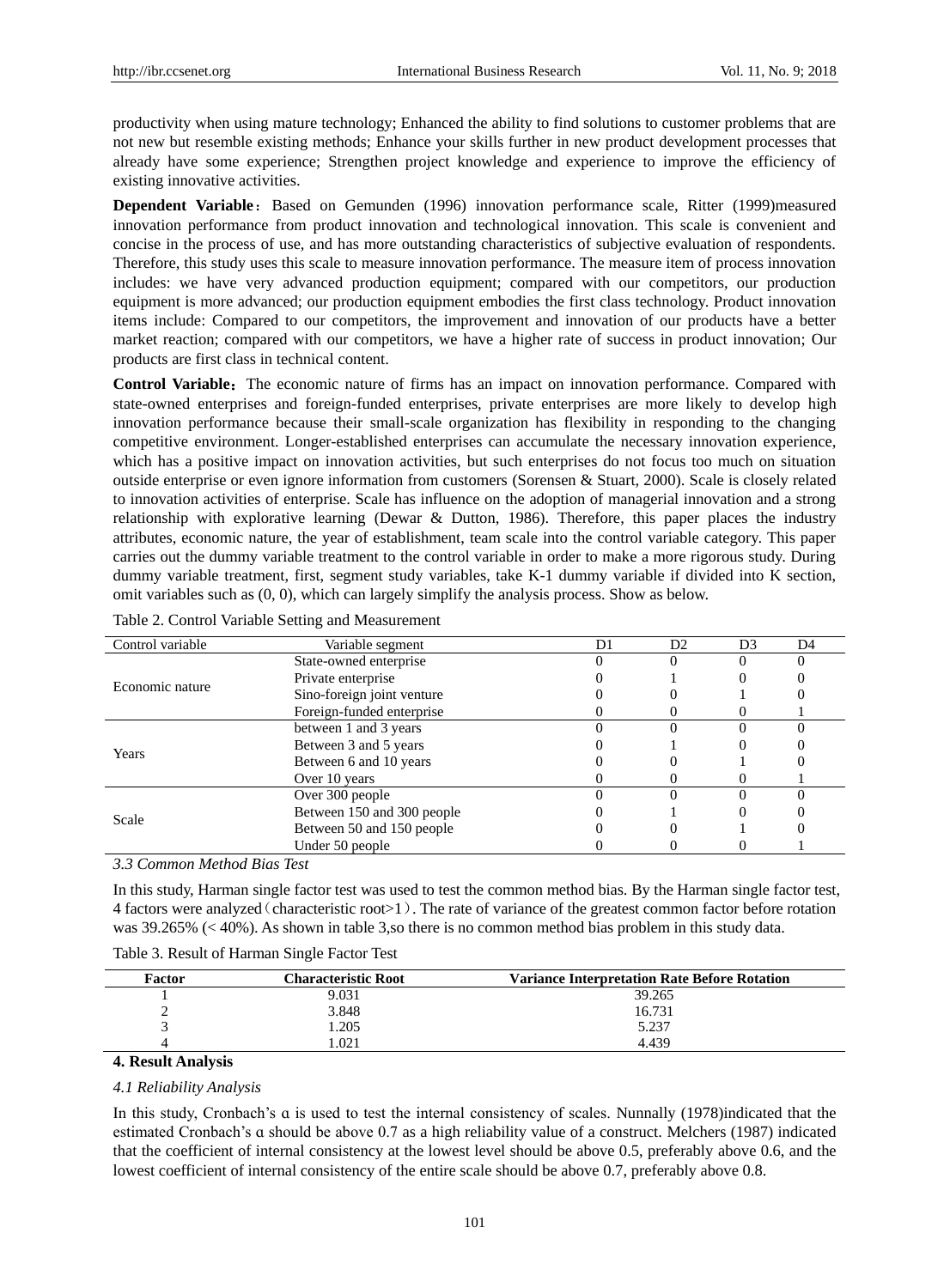productivity when using mature technology; Enhanced the ability to find solutions to customer problems that are not new but resemble existing methods; Enhance your skills further in new product development processes that already have some experience; Strengthen project knowledge and experience to improve the efficiency of existing innovative activities.

**Dependent Variable**：Based on Gemunden (1996) innovation performance scale, Ritter (1999)measured innovation performance from product innovation and technological innovation. This scale is convenient and concise in the process of use, and has more outstanding characteristics of subjective evaluation of respondents. Therefore, this study uses this scale to measure innovation performance. The measure item of process innovation includes: we have very advanced production equipment; compared with our competitors, our production equipment is more advanced; our production equipment embodies the first class technology. Product innovation items include: Compared to our competitors, the improvement and innovation of our products have a better market reaction; compared with our competitors, we have a higher rate of success in product innovation; Our products are first class in technical content.

**Control Variable**：The economic nature of firms has an impact on innovation performance. Compared with state-owned enterprises and foreign-funded enterprises, private enterprises are more likely to develop high innovation performance because their small-scale organization has flexibility in responding to the changing competitive environment. Longer-established enterprises can accumulate the necessary innovation experience, which has a positive impact on innovation activities, but such enterprises do not focus too much on situation outside enterprise or even ignore information from customers (Sorensen & Stuart, 2000). Scale is closely related to innovation activities of enterprise. Scale has influence on the adoption of managerial innovation and a strong relationship with explorative learning (Dewar & Dutton, 1986). Therefore, this paper places the industry attributes, economic nature, the year of establishment, team scale into the control variable category. This paper carries out the dummy variable treatment to the control variable in order to make a more rigorous study. During dummy variable treatment, first, segment study variables, take K-1 dummy variable if divided into K section, omit variables such as (0, 0), which can largely simplify the analysis process. Show as below.

Table 2. Control Variable Setting and Measurement

| Control variable | Variable segment | D1 | D2 | D3 | D4 |
|---|---|---|---|---|---|
| Economic nature | State-owned enterprise | 0 | 0 | 0 | 0 |
| | Private enterprise | 0 | 1 | 0 | 0 |
| | Sino-foreign joint venture | 0 | 0 | 1 | 0 |
| | Foreign-funded enterprise | 0 | 0 | 0 | 1 |
| Years | between 1 and 3 years | 0 | 0 | 0 | 0 |
| | Between 3 and 5 years | 0 | 1 | 0 | 0 |
| | Between 6 and 10 years | 0 | 0 | 1 | 0 |
| | Over 10 years | 0 | 0 | 0 | 1 |
| Scale | Over 300 people | 0 | 0 | 0 | 0 |
| | Between 150 and 300 people | 0 | 1 | 0 | 0 |
| | Between 50 and 150 people | 0 | 0 | 1 | 0 |
| | Under 50 people | 0 | 0 | 0 | 1 |

*3.3 Common Method Bias Test*

In this study, Harman single factor test was used to test the common method bias. By the Harman single factor test, 4 factors were analyzed（characteristic root>1）. The rate of variance of the greatest common factor before rotation was 39.265% (< 40%). As shown in table 3,so there is no common method bias problem in this study data.

Table 3. Result of Harman Single Factor Test

| Factor | Characteristic Root | Variance Interpretation Rate Before Rotation |
|---|---|---|
| 1 | 9.031 | 39.265 |
| 2 | 3.848 | 16.731 |
| 3 | 1.205 | 5.237 |
| 4 | 1.021 | 4.439 |

## 4. Result Analysis

*4.1 Reliability Analysis*

In this study, Cronbach's α is used to test the internal consistency of scales. Nunnally (1978)indicated that the estimated Cronbach's α should be above 0.7 as a high reliability value of a construct. Melchers (1987) indicated that the coefficient of internal consistency at the lowest level should be above 0.5, preferably above 0.6, and the lowest coefficient of internal consistency of the entire scale should be above 0.7, preferably above 0.8.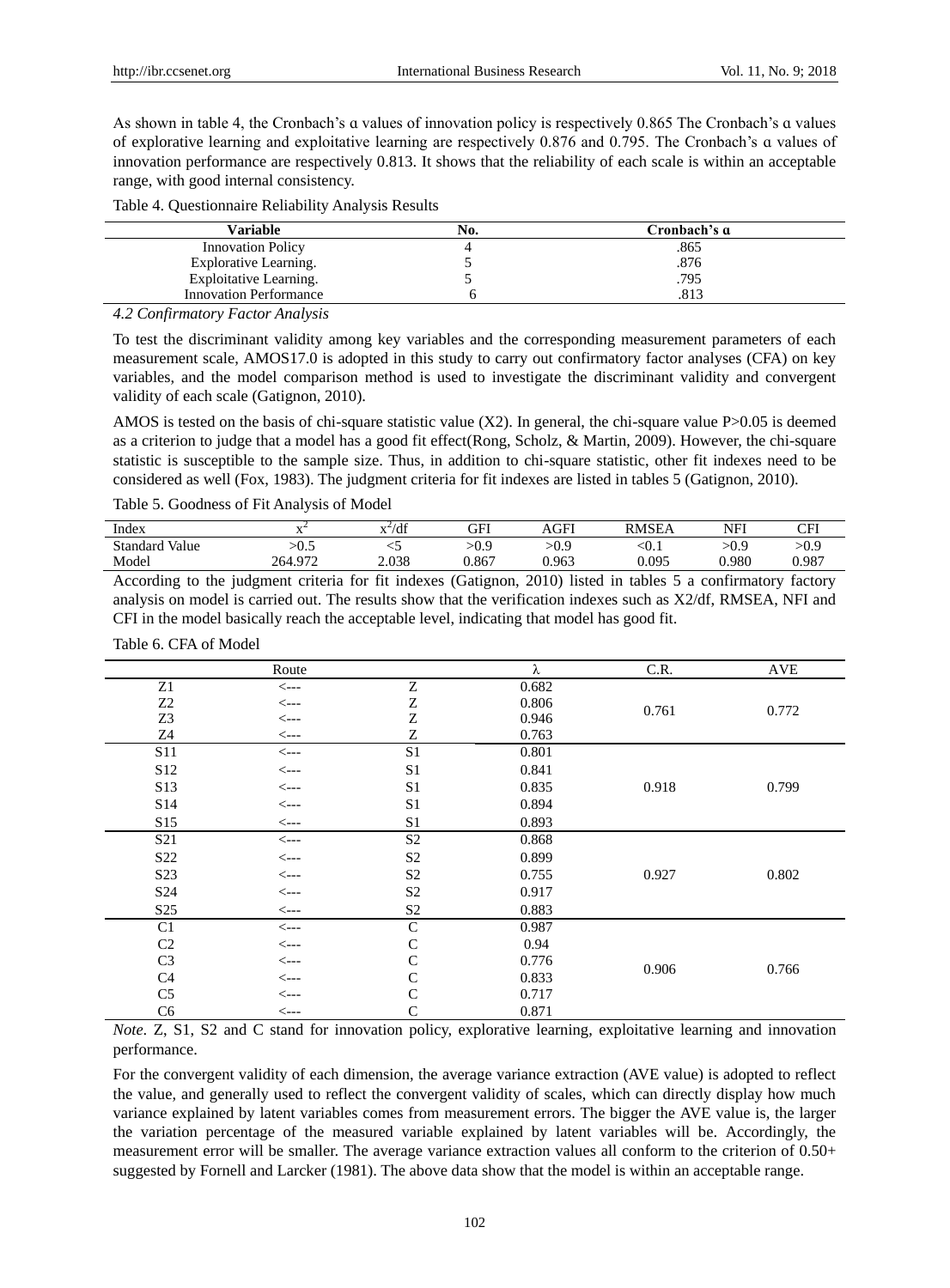As shown in table 4, the Cronbach's α values of innovation policy is respectively 0.865 The Cronbach's α values of explorative learning and exploitative learning are respectively 0.876 and 0.795. The Cronbach's α values of innovation performance are respectively 0.813. It shows that the reliability of each scale is within an acceptable range, with good internal consistency.

Table 4. Questionnaire Reliability Analysis Results

| Variable | No. | Cronbach's α |
|---|---|---|
| Innovation Policy | 4 | .865 |
| Explorative Learning. | 5 | .876 |
| Exploitative Learning. | 5 | .795 |
| Innovation Performance | 6 | .813 |

*4.2 Confirmatory Factor Analysis*

To test the discriminant validity among key variables and the corresponding measurement parameters of each measurement scale, AMOS17.0 is adopted in this study to carry out confirmatory factor analyses (CFA) on key variables, and the model comparison method is used to investigate the discriminant validity and convergent validity of each scale (Gatignon, 2010).

AMOS is tested on the basis of chi-square statistic value (X2). In general, the chi-square value P>0.05 is deemed as a criterion to judge that a model has a good fit effect(Rong, Scholz, & Martin, 2009). However, the chi-square statistic is susceptible to the sample size. Thus, in addition to chi-square statistic, other fit indexes need to be considered as well (Fox, 1983). The judgment criteria for fit indexes are listed in tables 5 (Gatignon, 2010).

Table 5. Goodness of Fit Analysis of Model

| Index | $x^2$ | $x^2$/df | GFI | AGFI | RMSEA | NFI | CFI |
|---|---|---|---|---|---|---|---|
| Standard Value | >0.5 | <5 | >0.9 | >0.9 | <0.1 | >0.9 | >0.9 |
| Model | 264.972 | 2.038 | 0.867 | 0.963 | 0.095 | 0.980 | 0.987 |

According to the judgment criteria for fit indexes (Gatignon, 2010) listed in tables 5 a confirmatory factory analysis on model is carried out. The results show that the verification indexes such as X2/df, RMSEA, NFI and CFI in the model basically reach the acceptable level, indicating that model has good fit.

Table 6. CFA of Model

| | Route | | λ | C.R. | AVE |
|---|---|---|---|---|---|
| Z1 | <--- | Z | 0.682 | 0.761 | 0.772 |
| Z2 | <--- | Z | 0.806 | | |
| Z3 | <--- | Z | 0.946 | | |
| Z4 | <--- | Z | 0.763 | | |
| S11 | <--- | S1 | 0.801 | 0.918 | 0.799 |
| S12 | <--- | S1 | 0.841 | | |
| S13 | <--- | S1 | 0.835 | | |
| S14 | <--- | S1 | 0.894 | | |
| S15 | <--- | S1 | 0.893 | | |
| S21 | <--- | S2 | 0.868 | 0.927 | 0.802 |
| S22 | <--- | S2 | 0.899 | | |
| S23 | <--- | S2 | 0.755 | | |
| S24 | <--- | S2 | 0.917 | | |
| S25 | <--- | S2 | 0.883 | | |
| C1 | <--- | C | 0.987 | 0.906 | 0.766 |
| C2 | <--- | C | 0.94 | | |
| C3 | <--- | C | 0.776 | | |
| C4 | <--- | C | 0.833 | | |
| C5 | <--- | C | 0.717 | | |
| C6 | <--- | C | 0.871 | | |

*Note*. Z, S1, S2 and C stand for innovation policy, explorative learning, exploitative learning and innovation performance.

For the convergent validity of each dimension, the average variance extraction (AVE value) is adopted to reflect the value, and generally used to reflect the convergent validity of scales, which can directly display how much variance explained by latent variables comes from measurement errors. The bigger the AVE value is, the larger the variation percentage of the measured variable explained by latent variables will be. Accordingly, the measurement error will be smaller. The average variance extraction values all conform to the criterion of 0.50+ suggested by Fornell and Larcker (1981). The above data show that the model is within an acceptable range.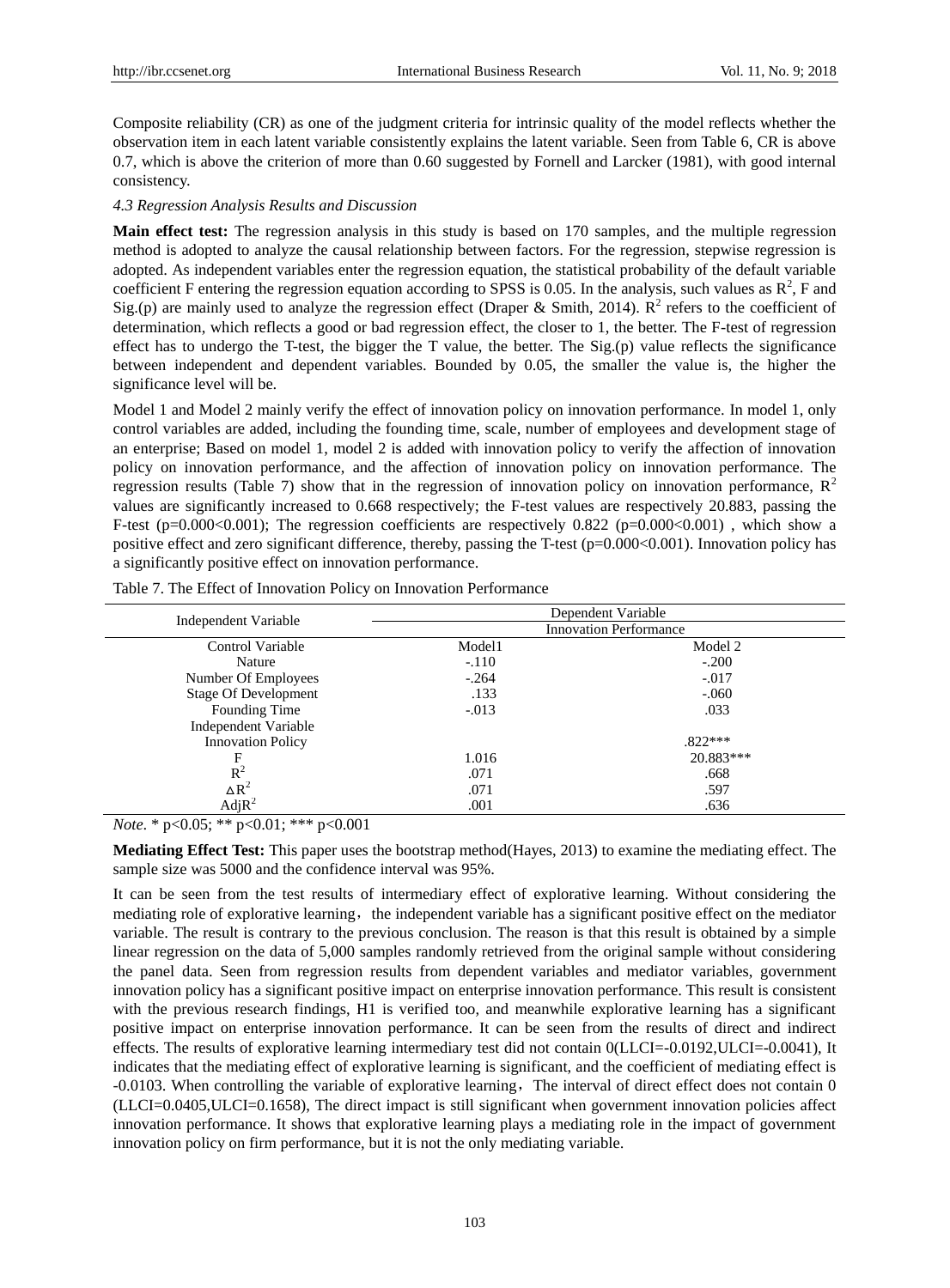Composite reliability (CR) as one of the judgment criteria for intrinsic quality of the model reflects whether the observation item in each latent variable consistently explains the latent variable. Seen from Table 6, CR is above 0.7, which is above the criterion of more than 0.60 suggested by Fornell and Larcker (1981), with good internal consistency.

### *4.3 Regression Analysis Results and Discussion*

**Main effect test:** The regression analysis in this study is based on 170 samples, and the multiple regression method is adopted to analyze the causal relationship between factors. For the regression, stepwise regression is adopted. As independent variables enter the regression equation, the statistical probability of the default variable coefficient F entering the regression equation according to SPSS is 0.05. In the analysis, such values as $R^2$, F and Sig.(p) are mainly used to analyze the regression effect (Draper & Smith, 2014). $R^2$ refers to the coefficient of determination, which reflects a good or bad regression effect, the closer to 1, the better. The F-test of regression effect has to undergo the T-test, the bigger the T value, the better. The Sig.(p) value reflects the significance between independent and dependent variables. Bounded by 0.05, the smaller the value is, the higher the significance level will be.

Model 1 and Model 2 mainly verify the effect of innovation policy on innovation performance. In model 1, only control variables are added, including the founding time, scale, number of employees and development stage of an enterprise; Based on model 1, model 2 is added with innovation policy to verify the affection of innovation policy on innovation performance, and the affection of innovation policy on innovation performance. The regression results (Table 7) show that in the regression of innovation policy on innovation performance, $R^2$ values are significantly increased to 0.668 respectively; the F-test values are respectively 20.883, passing the F-test (p=0.000<0.001); The regression coefficients are respectively 0.822 (p=0.000<0.001) , which show a positive effect and zero significant difference, thereby, passing the T-test (p=0.000<0.001). Innovation policy has a significantly positive effect on innovation performance.

Table 7. The Effect of Innovation Policy on Innovation Performance

| Independent Variable | Dependent Variable | |
|---|---|---|
| | Innovation Performance | |
| Control Variable | Model1 | Model 2 |
| Nature | -.110 | -.200 |
| Number Of Employees | -.264 | -.017 |
| Stage Of Development | .133 | -.060 |
| Founding Time | -.013 | .033 |
| Independent Variable | | |
| Innovation Policy | | .822*** |
| F | 1.016 | 20.883*** |
| $R^2$ | .071 | .668 |
| $\Delta R^2$ | .071 | .597 |
| $AdjR^2$ | .001 | .636 |

*Note*. * p<0.05; ** p<0.01; *** p<0.001

**Mediating Effect Test:** This paper uses the bootstrap method(Hayes, 2013) to examine the mediating effect. The sample size was 5000 and the confidence interval was 95%.

It can be seen from the test results of intermediary effect of explorative learning. Without considering the mediating role of explorative learning，the independent variable has a significant positive effect on the mediator variable. The result is contrary to the previous conclusion. The reason is that this result is obtained by a simple linear regression on the data of 5,000 samples randomly retrieved from the original sample without considering the panel data. Seen from regression results from dependent variables and mediator variables, government innovation policy has a significant positive impact on enterprise innovation performance. This result is consistent with the previous research findings, H1 is verified too, and meanwhile explorative learning has a significant positive impact on enterprise innovation performance. It can be seen from the results of direct and indirect effects. The results of explorative learning intermediary test did not contain 0(LLCI=-0.0192,ULCI=-0.0041), It indicates that the mediating effect of explorative learning is significant, and the coefficient of mediating effect is -0.0103. When controlling the variable of explorative learning，The interval of direct effect does not contain 0 (LLCI=0.0405,ULCI=0.1658), The direct impact is still significant when government innovation policies affect innovation performance. It shows that explorative learning plays a mediating role in the impact of government innovation policy on firm performance, but it is not the only mediating variable.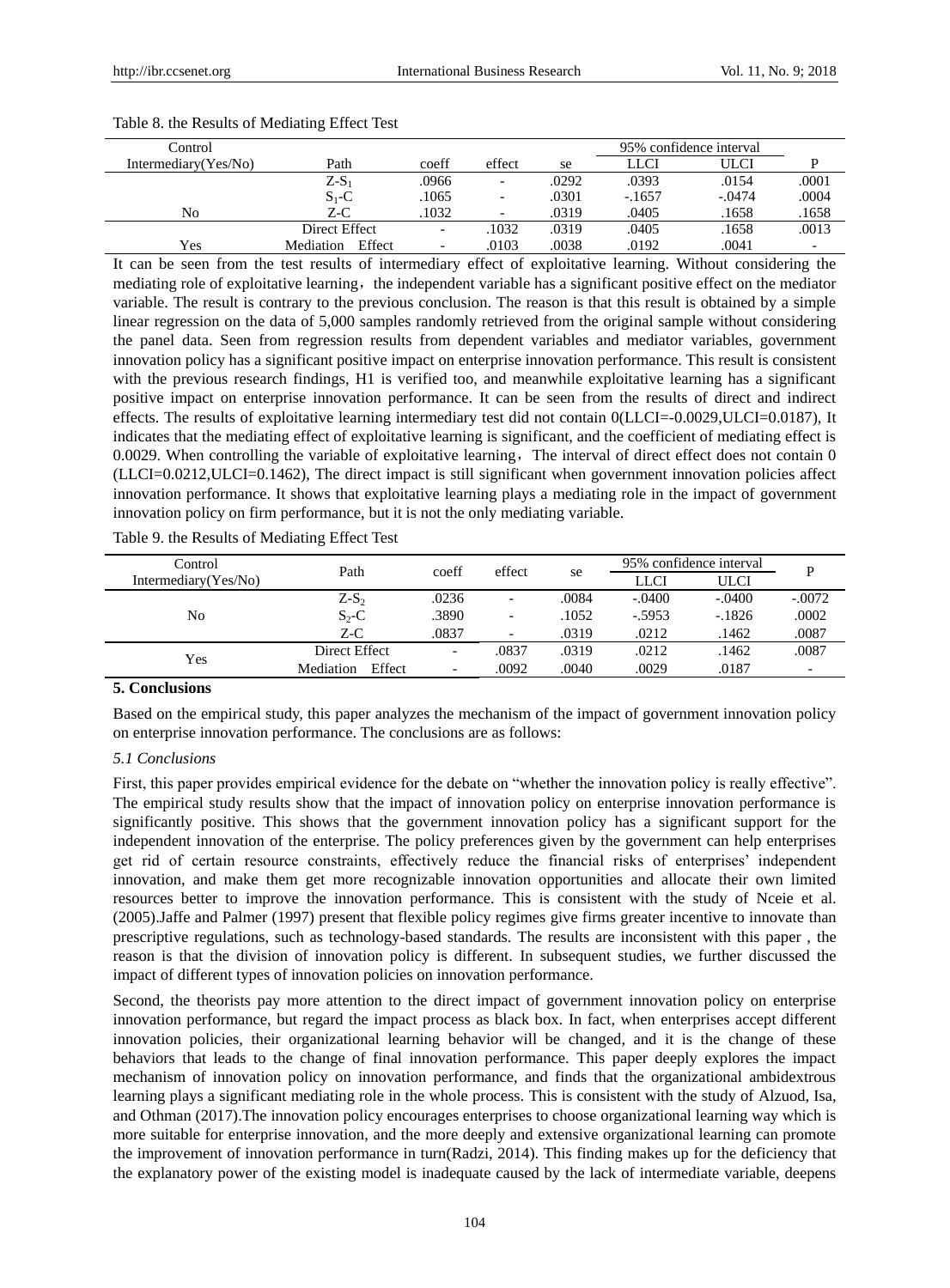Table 8. the Results of Mediating Effect Test

| Control Intermediary(Yes/No) | Path | coeff | effect | se | 95% confidence interval LLCI | ULCI | P |
|---|---|---|---|---|---|---|---|
| | $Z\text{-}S_1$ | .0966 | - | .0292 | .0393 | .0154 | .0001 |
| No | $S_1\text{-}C$ | .1065 | - | .0301 | -.1657 | -.0474 | .0004 |
| | Z-C | .1032 | - | .0319 | .0405 | .1658 | .1658 |
| Yes | Direct Effect | - | .1032 | .0319 | .0405 | .1658 | .0013 |
| | Mediation Effect | - | .0103 | .0038 | .0192 | .0041 | - |

It can be seen from the test results of intermediary effect of exploitative learning. Without considering the mediating role of exploitative learning，the independent variable has a significant positive effect on the mediator variable. The result is contrary to the previous conclusion. The reason is that this result is obtained by a simple linear regression on the data of 5,000 samples randomly retrieved from the original sample without considering the panel data. Seen from regression results from dependent variables and mediator variables, government innovation policy has a significant positive impact on enterprise innovation performance. This result is consistent with the previous research findings, H1 is verified too, and meanwhile exploitative learning has a significant positive impact on enterprise innovation performance. It can be seen from the results of direct and indirect effects. The results of exploitative learning intermediary test did not contain 0(LLCI=-0.0029,ULCI=0.0187), It indicates that the mediating effect of exploitative learning is significant, and the coefficient of mediating effect is 0.0029. When controlling the variable of exploitative learning，The interval of direct effect does not contain 0 (LLCI=0.0212,ULCI=0.1462), The direct impact is still significant when government innovation policies affect innovation performance. It shows that exploitative learning plays a mediating role in the impact of government innovation policy on firm performance, but it is not the only mediating variable.

Table 9. the Results of Mediating Effect Test

| Control Intermediary(Yes/No) | Path | coeff | effect | se | 95% confidence interval LLCI | ULCI | P |
|---|---|---|---|---|---|---|---|
| | $Z\text{-}S_2$ | .0236 | - | .0084 | -.0400 | -.0400 | -.0072 |
| No | $S_2\text{-}C$ | .3890 | - | .1052 | -.5953 | -.1826 | .0002 |
| | Z-C | .0837 | - | .0319 | .0212 | .1462 | .0087 |
| Yes | Direct Effect | - | .0837 | .0319 | .0212 | .1462 | .0087 |
| | Mediation Effect | - | .0092 | .0040 | .0029 | .0187 | - |

## 5. Conclusions

Based on the empirical study, this paper analyzes the mechanism of the impact of government innovation policy on enterprise innovation performance. The conclusions are as follows:

### *5.1 Conclusions*

First, this paper provides empirical evidence for the debate on "whether the innovation policy is really effective". The empirical study results show that the impact of innovation policy on enterprise innovation performance is significantly positive. This shows that the government innovation policy has a significant support for the independent innovation of the enterprise. The policy preferences given by the government can help enterprises get rid of certain resource constraints, effectively reduce the financial risks of enterprises' independent innovation, and make them get more recognizable innovation opportunities and allocate their own limited resources better to improve the innovation performance. This is consistent with the study of Nceie et al. (2005).Jaffe and Palmer (1997) present that flexible policy regimes give firms greater incentive to innovate than prescriptive regulations, such as technology-based standards. The results are inconsistent with this paper , the reason is that the division of innovation policy is different. In subsequent studies, we further discussed the impact of different types of innovation policies on innovation performance.

Second, the theorists pay more attention to the direct impact of government innovation policy on enterprise innovation performance, but regard the impact process as black box. In fact, when enterprises accept different innovation policies, their organizational learning behavior will be changed, and it is the change of these behaviors that leads to the change of final innovation performance. This paper deeply explores the impact mechanism of innovation policy on innovation performance, and finds that the organizational ambidextrous learning plays a significant mediating role in the whole process. This is consistent with the study of Alzuod, Isa, and Othman (2017).The innovation policy encourages enterprises to choose organizational learning way which is more suitable for enterprise innovation, and the more deeply and extensive organizational learning can promote the improvement of innovation performance in turn(Radzi, 2014). This finding makes up for the deficiency that the explanatory power of the existing model is inadequate caused by the lack of intermediate variable, deepens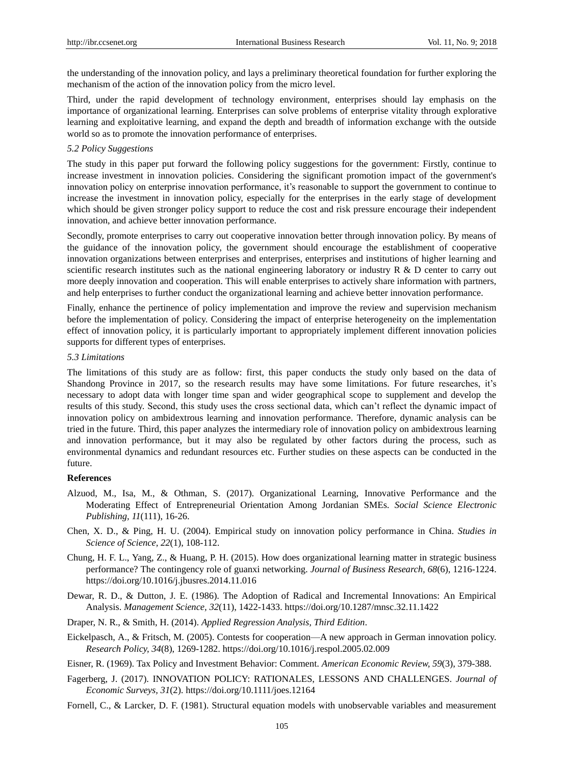the understanding of the innovation policy, and lays a preliminary theoretical foundation for further exploring the mechanism of the action of the innovation policy from the micro level.

Third, under the rapid development of technology environment, enterprises should lay emphasis on the importance of organizational learning. Enterprises can solve problems of enterprise vitality through explorative learning and exploitative learning, and expand the depth and breadth of information exchange with the outside world so as to promote the innovation performance of enterprises.

### *5.2 Policy Suggestions*

The study in this paper put forward the following policy suggestions for the government: Firstly, continue to increase investment in innovation policies. Considering the significant promotion impact of the government's innovation policy on enterprise innovation performance, it's reasonable to support the government to continue to increase the investment in innovation policy, especially for the enterprises in the early stage of development which should be given stronger policy support to reduce the cost and risk pressure encourage their independent innovation, and achieve better innovation performance.

Secondly, promote enterprises to carry out cooperative innovation better through innovation policy. By means of the guidance of the innovation policy, the government should encourage the establishment of cooperative innovation organizations between enterprises and enterprises, enterprises and institutions of higher learning and scientific research institutes such as the national engineering laboratory or industry R & D center to carry out more deeply innovation and cooperation. This will enable enterprises to actively share information with partners, and help enterprises to further conduct the organizational learning and achieve better innovation performance.

Finally, enhance the pertinence of policy implementation and improve the review and supervision mechanism before the implementation of policy. Considering the impact of enterprise heterogeneity on the implementation effect of innovation policy, it is particularly important to appropriately implement different innovation policies supports for different types of enterprises.

### *5.3 Limitations*

The limitations of this study are as follow: first, this paper conducts the study only based on the data of Shandong Province in 2017, so the research results may have some limitations. For future researches, it's necessary to adopt data with longer time span and wider geographical scope to supplement and develop the results of this study. Second, this study uses the cross sectional data, which can't reflect the dynamic impact of innovation policy on ambidextrous learning and innovation performance. Therefore, dynamic analysis can be tried in the future. Third, this paper analyzes the intermediary role of innovation policy on ambidextrous learning and innovation performance, but it may also be regulated by other factors during the process, such as environmental dynamics and redundant resources etc. Further studies on these aspects can be conducted in the future.

## References

Alzuod, M., Isa, M., & Othman, S. (2017). Organizational Learning, Innovative Performance and the Moderating Effect of Entrepreneurial Orientation Among Jordanian SMEs. *Social Science Electronic Publishing, 11*(111), 16-26.

Chen, X. D., & Ping, H. U. (2004). Empirical study on innovation policy performance in China. *Studies in Science of Science, 22*(1), 108-112.

Chung, H. F. L., Yang, Z., & Huang, P. H. (2015). How does organizational learning matter in strategic business performance? The contingency role of guanxi networking. *Journal of Business Research, 68*(6), 1216-1224. https://doi.org/10.1016/j.jbusres.2014.11.016

Dewar, R. D., & Dutton, J. E. (1986). The Adoption of Radical and Incremental Innovations: An Empirical Analysis. *Management Science, 32*(11), 1422-1433. https://doi.org/10.1287/mnsc.32.11.1422

Draper, N. R., & Smith, H. (2014). *Applied Regression Analysis, Third Edition*.

Eickelpasch, A., & Fritsch, M. (2005). Contests for cooperation—A new approach in German innovation policy. *Research Policy, 34*(8), 1269-1282. https://doi.org/10.1016/j.respol.2005.02.009

Eisner, R. (1969). Tax Policy and Investment Behavior: Comment. *American Economic Review, 59*(3), 379-388.

Fagerberg, J. (2017). INNOVATION POLICY: RATIONALES, LESSONS AND CHALLENGES. *Journal of Economic Surveys, 31*(2). https://doi.org/10.1111/joes.12164

Fornell, C., & Larcker, D. F. (1981). Structural equation models with unobservable variables and measurement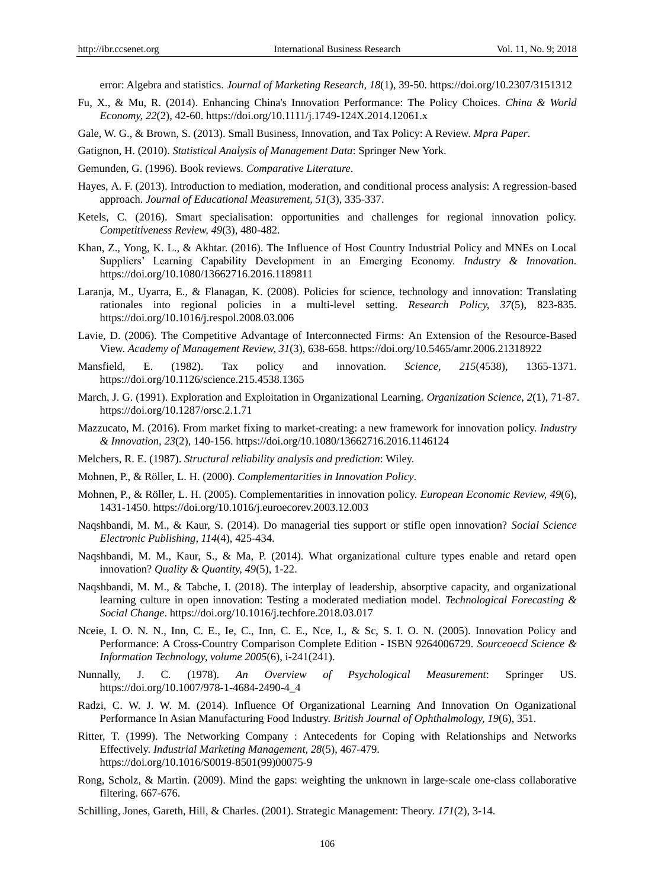error: Algebra and statistics. *Journal of Marketing Research, 18*(1), 39-50. https://doi.org/10.2307/3151312

Fu, X., & Mu, R. (2014). Enhancing China's Innovation Performance: The Policy Choices. *China & World Economy, 22*(2), 42-60. https://doi.org/10.1111/j.1749-124X.2014.12061.x

Gale, W. G., & Brown, S. (2013). Small Business, Innovation, and Tax Policy: A Review. *Mpra Paper*.

Gatignon, H. (2010). *Statistical Analysis of Management Data*: Springer New York.

Gemunden, G. (1996). Book reviews. *Comparative Literature*.

Hayes, A. F. (2013). Introduction to mediation, moderation, and conditional process analysis: A regression-based approach. *Journal of Educational Measurement, 51*(3), 335-337.

Ketels, C. (2016). Smart specialisation: opportunities and challenges for regional innovation policy. *Competitiveness Review, 49*(3), 480-482.

Khan, Z., Yong, K. L., & Akhtar. (2016). The Influence of Host Country Industrial Policy and MNEs on Local Suppliers' Learning Capability Development in an Emerging Economy. *Industry & Innovation*. https://doi.org/10.1080/13662716.2016.1189811

Laranja, M., Uyarra, E., & Flanagan, K. (2008). Policies for science, technology and innovation: Translating rationales into regional policies in a multi-level setting. *Research Policy, 37*(5), 823-835. https://doi.org/10.1016/j.respol.2008.03.006

Lavie, D. (2006). The Competitive Advantage of Interconnected Firms: An Extension of the Resource-Based View. *Academy of Management Review, 31*(3), 638-658. https://doi.org/10.5465/amr.2006.21318922

Mansfield, E. (1982). Tax policy and innovation. *Science, 215*(4538), 1365-1371. https://doi.org/10.1126/science.215.4538.1365

March, J. G. (1991). Exploration and Exploitation in Organizational Learning. *Organization Science, 2*(1), 71-87. https://doi.org/10.1287/orsc.2.1.71

Mazzucato, M. (2016). From market fixing to market-creating: a new framework for innovation policy. *Industry & Innovation, 23*(2), 140-156. https://doi.org/10.1080/13662716.2016.1146124

Melchers, R. E. (1987). *Structural reliability analysis and prediction*: Wiley.

Mohnen, P., & Röller, L. H. (2000). *Complementarities in Innovation Policy*.

Mohnen, P., & Röller, L. H. (2005). Complementarities in innovation policy. *European Economic Review, 49*(6), 1431-1450. https://doi.org/10.1016/j.euroecorev.2003.12.003

Naqshbandi, M. M., & Kaur, S. (2014). Do managerial ties support or stifle open innovation? *Social Science Electronic Publishing, 114*(4), 425-434.

Naqshbandi, M. M., Kaur, S., & Ma, P. (2014). What organizational culture types enable and retard open innovation? *Quality & Quantity, 49*(5), 1-22.

Naqshbandi, M. M., & Tabche, I. (2018). The interplay of leadership, absorptive capacity, and organizational learning culture in open innovation: Testing a moderated mediation model. *Technological Forecasting & Social Change*. https://doi.org/10.1016/j.techfore.2018.03.017

Nceie, I. O. N. N., Inn, C. E., Ie, C., Inn, C. E., Nce, I., & Sc, S. I. O. N. (2005). Innovation Policy and Performance: A Cross-Country Comparison Complete Edition - ISBN 9264006729. *Sourceoecd Science & Information Technology, volume 2005*(6), i-241(241).

Nunnally, J. C. (1978). *An Overview of Psychological Measurement*: Springer US. https://doi.org/10.1007/978-1-4684-2490-4_4

Radzi, C. W. J. W. M. (2014). Influence Of Organizational Learning And Innovation On Oganizational Performance In Asian Manufacturing Food Industry. *British Journal of Ophthalmology, 19*(6), 351.

Ritter, T. (1999). The Networking Company : Antecedents for Coping with Relationships and Networks Effectively. *Industrial Marketing Management, 28*(5), 467-479. https://doi.org/10.1016/S0019-8501(99)00075-9

Rong, Scholz, & Martin. (2009). Mind the gaps: weighting the unknown in large-scale one-class collaborative filtering. 667-676.

Schilling, Jones, Gareth, Hill, & Charles. (2001). Strategic Management: Theory. *171*(2), 3-14.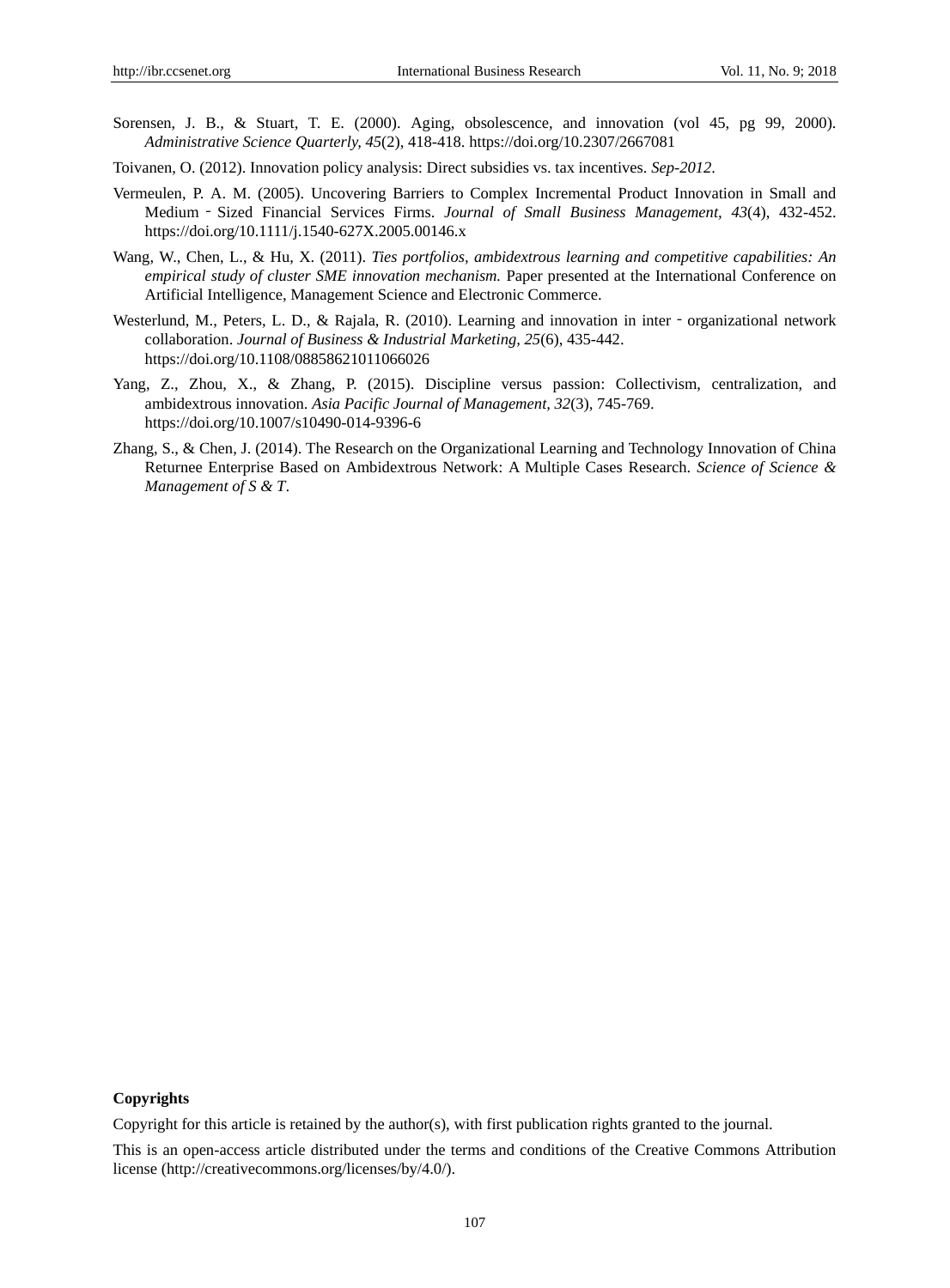Sorensen, J. B., & Stuart, T. E. (2000). Aging, obsolescence, and innovation (vol 45, pg 99, 2000). *Administrative Science Quarterly, 45*(2), 418-418. https://doi.org/10.2307/2667081

Toivanen, O. (2012). Innovation policy analysis: Direct subsidies vs. tax incentives. *Sep-2012*.

Vermeulen, P. A. M. (2005). Uncovering Barriers to Complex Incremental Product Innovation in Small and Medium‐Sized Financial Services Firms. *Journal of Small Business Management, 43*(4), 432-452. https://doi.org/10.1111/j.1540-627X.2005.00146.x

Wang, W., Chen, L., & Hu, X. (2011). *Ties portfolios, ambidextrous learning and competitive capabilities: An empirical study of cluster SME innovation mechanism.* Paper presented at the International Conference on Artificial Intelligence, Management Science and Electronic Commerce.

Westerlund, M., Peters, L. D., & Rajala, R. (2010). Learning and innovation in inter‐organizational network collaboration. *Journal of Business & Industrial Marketing, 25*(6), 435-442. https://doi.org/10.1108/08858621011066026

Yang, Z., Zhou, X., & Zhang, P. (2015). Discipline versus passion: Collectivism, centralization, and ambidextrous innovation. *Asia Pacific Journal of Management, 32*(3), 745-769. https://doi.org/10.1007/s10490-014-9396-6

Zhang, S., & Chen, J. (2014). The Research on the Organizational Learning and Technology Innovation of China Returnee Enterprise Based on Ambidextrous Network: A Multiple Cases Research. *Science of Science & Management of S & T*.

**Copyrights**

Copyright for this article is retained by the author(s), with first publication rights granted to the journal.

This is an open-access article distributed under the terms and conditions of the Creative Commons Attribution license (http://creativecommons.org/licenses/by/4.0/).